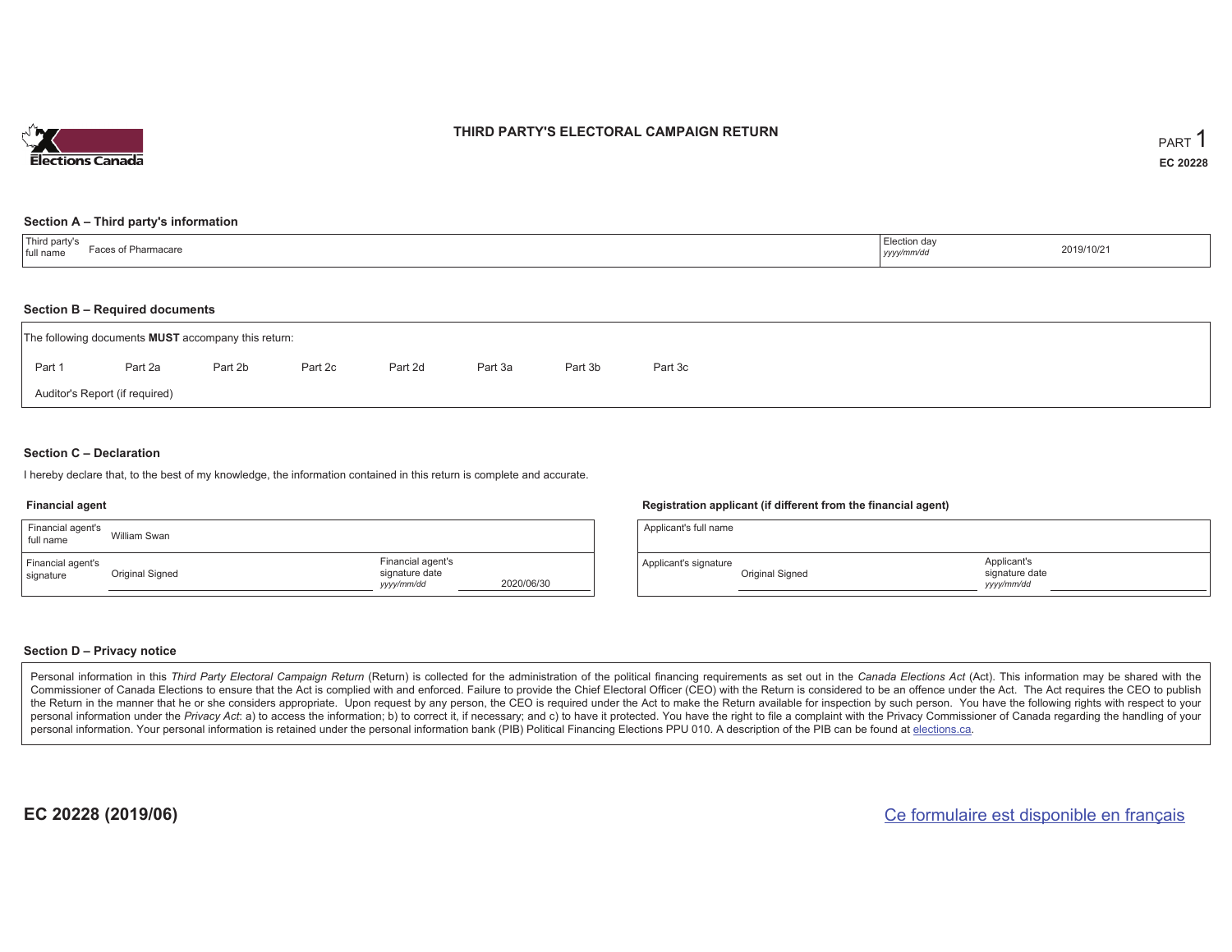Elections Canada

# THIRD PARTY'S ELECTORAL CAMPAIGN RETURN

PART 1

**EC 20228**

## Section A – Third party's information

| Third party's full name | Faces of Pharmacare | Election day *yyyy/mm/dd* | 2019/10/21 |
|---|---|---|---|

## Section B – Required documents

The following documents **MUST** accompany this return:

Part 1 Part 2a Part 2b Part 2c Part 2d Part 3a Part 3b Part 3c

Auditor's Report (if required)

## Section C – Declaration

I hereby declare that, to the best of my knowledge, the information contained in this return is complete and accurate.

### Financial agent

| Financial agent's full name | William Swan | | |
|---|---|---|---|
| Financial agent's signature | Original Signed | Financial agent's signature date *yyyy/mm/dd* | 2020/06/30 |

### Registration applicant (if different from the financial agent)

| Applicant's full name | | | |
|---|---|---|---|
| Applicant's signature | Original Signed | Applicant's signature date *yyyy/mm/dd* | |

## Section D – Privacy notice

Personal information in this *Third Party Electoral Campaign Return* (Return) is collected for the administration of the political financing requirements as set out in the *Canada Elections Act* (Act). This information may be shared with the Commissioner of Canada Elections to ensure that the Act is complied with and enforced. Failure to provide the Chief Electoral Officer (CEO) with the Return is considered to be an offence under the Act. The Act requires the CEO to publish the Return in the manner that he or she considers appropriate. Upon request by any person, the CEO is required under the Act to make the Return available for inspection by such person. You have the following rights with respect to your personal information under the *Privacy Act*: a) to access the information; b) to correct it, if necessary; and c) to have it protected. You have the right to file a complaint with the Privacy Commissioner of Canada regarding the handling of your personal information. Your personal information is retained under the personal information bank (PIB) Political Financing Elections PPU 010. A description of the PIB can be found at elections.ca.

**EC 20228 (2019/06)**

Ce formulaire est disponible en français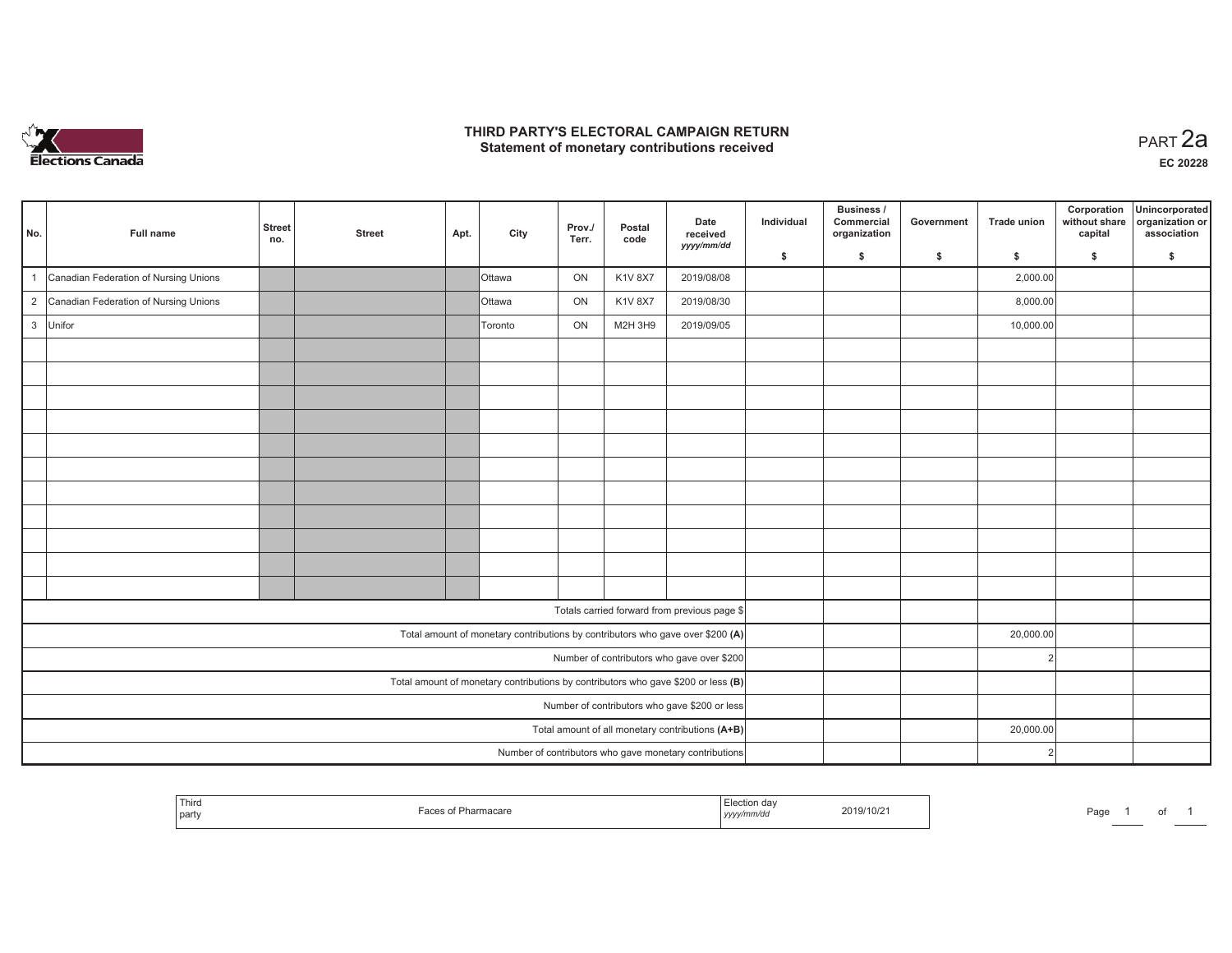# THIRD PARTY'S ELECTORAL CAMPAIGN RETURN
## Statement of monetary contributions received

PART 2a

EC 20228

| No. | Full name | Street no. | Street | Apt. | City | Prov./ Terr. | Postal code | Date received yyyy/mm/dd | Individual $ | Business / Commercial organization $ | Government $ | Trade union $ | Corporation without share capital $ | Unincorporated organization or association $ |
|---|---|---|---|---|---|---|---|---|---|---|---|---|---|---|
| 1 | Canadian Federation of Nursing Unions | | | | Ottawa | ON | K1V 8X7 | 2019/08/08 | | | | 2,000.00 | | |
| 2 | Canadian Federation of Nursing Unions | | | | Ottawa | ON | K1V 8X7 | 2019/08/30 | | | | 8,000.00 | | |
| 3 | Unifor | | | | Toronto | ON | M2H 3H9 | 2019/09/05 | | | | 10,000.00 | | |
| | | | | | | | | | | | | | | |
| | | | | | | | | | | | | | | |
| | | | | | | | | | | | | | | |
| | | | | | | | | | | | | | | |
| | | | | | | | | | | | | | | |
| | | | | | | | | | | | | | | |
| | | | | | | | | | | | | | | |
| | | | | | | | | | | | | | | |
| | | | | | | | | | | | | | | |
| | | | | | | | | | | | | | | |
| | | | | | | | | | | | | | | |
| Totals carried forward from previous page $ | | | | | | | | | | | | | | |
| Total amount of monetary contributions by contributors who gave over $200 **(A)** | | | | | | | | | | | | 20,000.00 | | |
| Number of contributors who gave over $200 | | | | | | | | | | | | 2 | | |
| Total amount of monetary contributions by contributors who gave $200 or less **(B)** | | | | | | | | | | | | | | |
| Number of contributors who gave $200 or less | | | | | | | | | | | | | | |
| Total amount of all monetary contributions **(A+B)** | | | | | | | | | | | | 20,000.00 | | |
| Number of contributors who gave monetary contributions | | | | | | | | | | | | 2 | | |

| Third party | Faces of Pharmacare | Election day yyyy/mm/dd | 2019/10/21 |
|---|---|---|---|

Page 1 of 1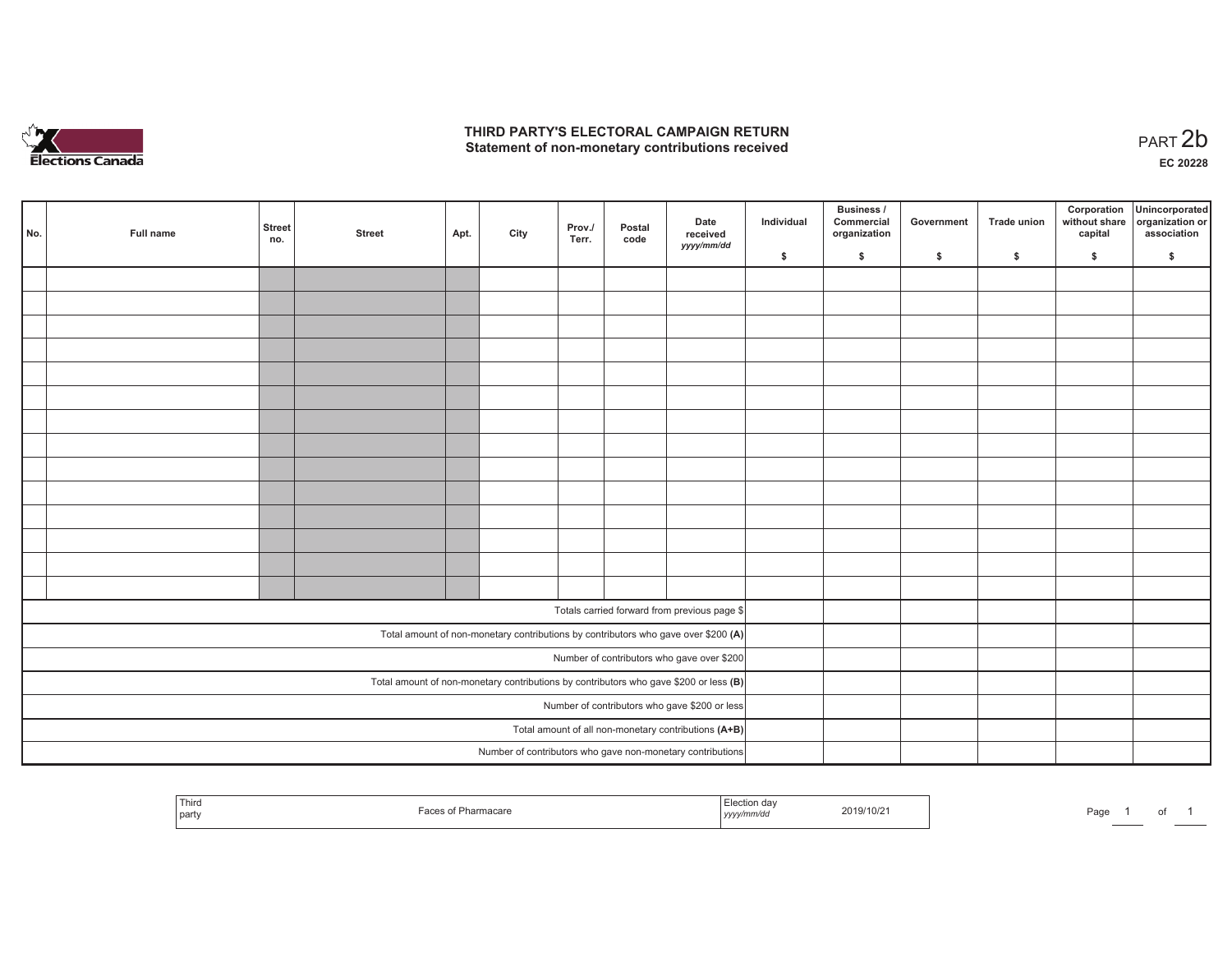# THIRD PARTY'S ELECTORAL CAMPAIGN RETURN
## Statement of non-monetary contributions received

PART 2b

**EC 20228**

| No. | Full name | Street no. | Street | Apt. | City | Prov./ Terr. | Postal code | Date received *yyyy/mm/dd* | Individual $ | Business / Commercial organization $ | Government $ | Trade union $ | Corporation without share capital $ | Unincorporated organization or association $ |
|---|---|---|---|---|---|---|---|---|---|---|---|---|---|---|
| | | | | | | | | | | | | | | |
| | | | | | | | | | | | | | | |
| | | | | | | | | | | | | | | |
| | | | | | | | | | | | | | | |
| | | | | | | | | | | | | | | |
| | | | | | | | | | | | | | | |
| | | | | | | | | | | | | | | |
| | | | | | | | | | | | | | | |
| | | | | | | | | | | | | | | |
| | | | | | | | | | | | | | | |
| | | | | | | | | | | | | | | |
| | | | | | | | | | | | | | | |
| | | | | | | | | | | | | | | |
| | | | | | | | | | | | | | | |
| Totals carried forward from previous page $ | | | | | | | | | | | | | | |
| Total amount of non-monetary contributions by contributors who gave over $200 **(A)** | | | | | | | | | | | | | | |
| Number of contributors who gave over $200 | | | | | | | | | | | | | | |
| Total amount of non-monetary contributions by contributors who gave $200 or less **(B)** | | | | | | | | | | | | | | |
| Number of contributors who gave $200 or less | | | | | | | | | | | | | | |
| Total amount of all non-monetary contributions **(A+B)** | | | | | | | | | | | | | | |
| Number of contributors who gave non-monetary contributions | | | | | | | | | | | | | | |

| Third party | Faces of Pharmacare | Election day *yyyy/mm/dd* | 2019/10/21 |
|---|---|---|---|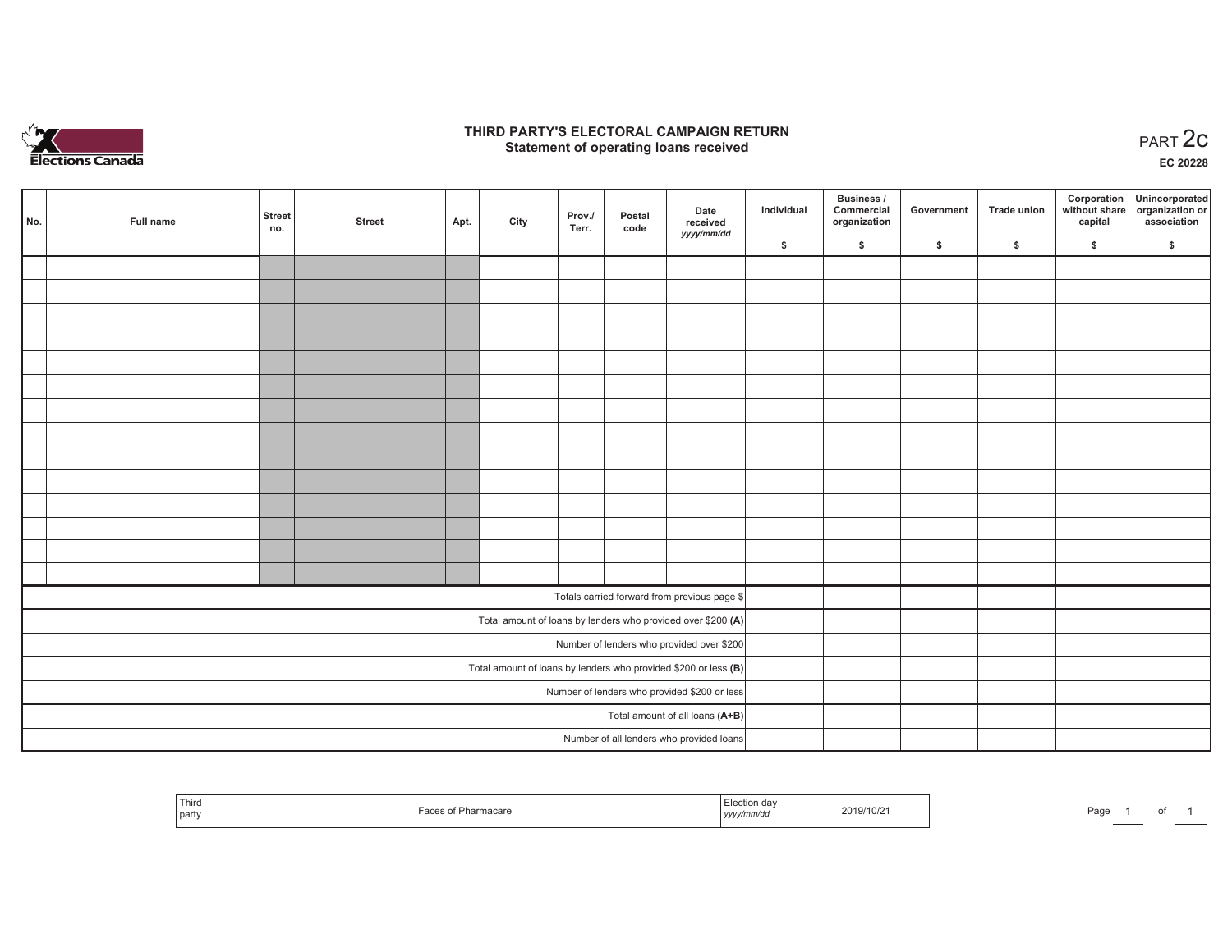# THIRD PARTY'S ELECTORAL CAMPAIGN RETURN
## Statement of operating loans received

PART 2c

EC 20228

| No. | Full name | Street no. | Street | Apt. | City | Prov./ Terr. | Postal code | Date received yyyy/mm/dd | Individual $ | Business / Commercial organization $ | Government $ | Trade union $ | Corporation without share capital $ | Unincorporated organization or association $ |
|---|---|---|---|---|---|---|---|---|---|---|---|---|---|---|
| | | | | | | | | | | | | | | |
| | | | | | | | | | | | | | | |
| | | | | | | | | | | | | | | |
| | | | | | | | | | | | | | | |
| | | | | | | | | | | | | | | |
| | | | | | | | | | | | | | | |
| | | | | | | | | | | | | | | |
| | | | | | | | | | | | | | | |
| | | | | | | | | | | | | | | |
| | | | | | | | | | | | | | | |
| | | | | | | | | | | | | | | |
| | | | | | | | | | | | | | | |
| | | | | | | | | | | | | | | |
| | | | | | | | | | | | | | | |
| Totals carried forward from previous page $ | | | | | | | | | | | | | | |
| Total amount of loans by lenders who provided over $200 **(A)** | | | | | | | | | | | | | | |
| Number of lenders who provided over $200 | | | | | | | | | | | | | | |
| Total amount of loans by lenders who provided $200 or less **(B)** | | | | | | | | | | | | | | |
| Number of lenders who provided $200 or less | | | | | | | | | | | | | | |
| Total amount of all loans **(A+B)** | | | | | | | | | | | | | | |
| Number of all lenders who provided loans | | | | | | | | | | | | | | |

| Third party | Faces of Pharmacare | Election day yyyy/mm/dd | 2019/10/21 |
|---|---|---|---|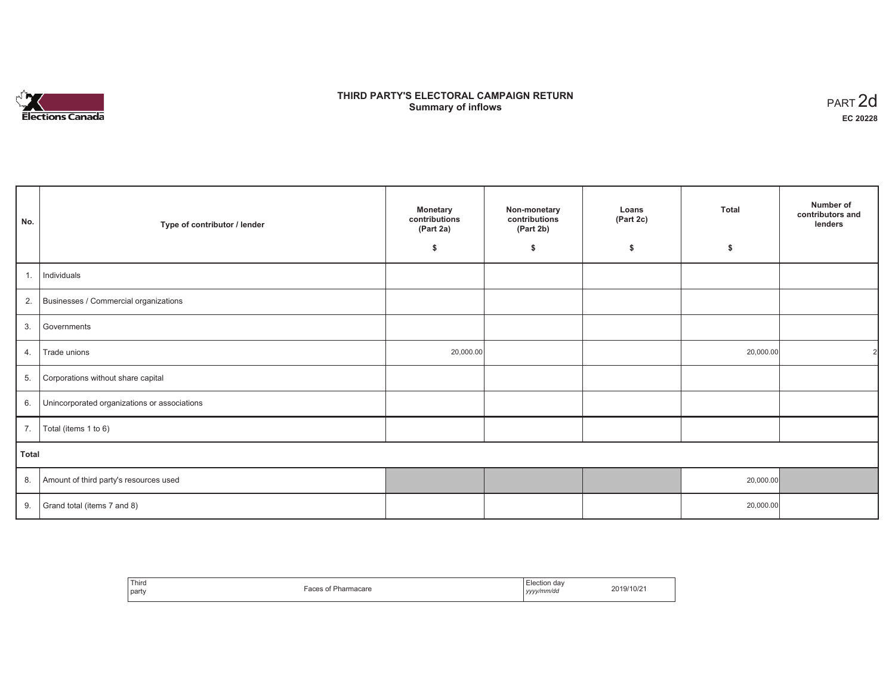# THIRD PARTY'S ELECTORAL CAMPAIGN RETURN
## Summary of inflows

PART 2d

**EC 20228**

| No. | Type of contributor / lender | Monetary contributions (Part 2a) $ | Non-monetary contributions (Part 2b) $ | Loans (Part 2c) $ | Total $ | Number of contributors and lenders |
|---|---|---|---|---|---|---|
| 1. | Individuals | | | | | |
| 2. | Businesses / Commercial organizations | | | | | |
| 3. | Governments | | | | | |
| 4. | Trade unions | 20,000.00 | | | 20,000.00 | 2 |
| 5. | Corporations without share capital | | | | | |
| 6. | Unincorporated organizations or associations | | | | | |
| 7. | Total (items 1 to 6) | | | | | |
| **Total** | | | | | | |
| 8. | Amount of third party's resources used | | | | 20,000.00 | |
| 9. | Grand total (items 7 and 8) | | | | 20,000.00 | |

| Third party | Faces of Pharmacare | Election day *yyyy/mm/dd* | 2019/10/21 |
|---|---|---|---|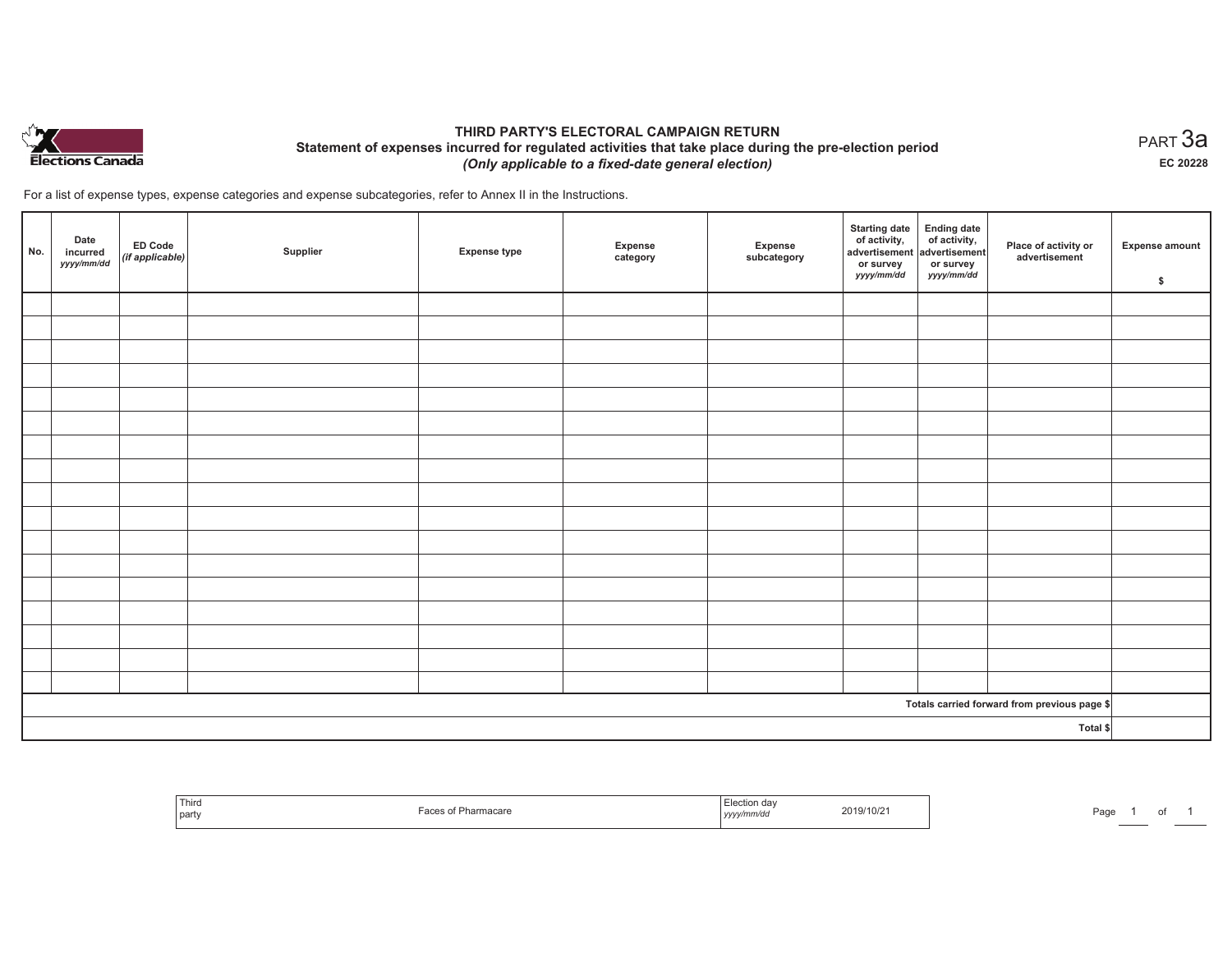Elections Canada

# THIRD PARTY'S ELECTORAL CAMPAIGN RETURN

## Statement of expenses incurred for regulated activities that take place during the pre-election period

***(Only applicable to a fixed-date general election)***

PART 3a

**EC 20228**

For a list of expense types, expense categories and expense subcategories, refer to Annex II in the Instructions.

| No. | Date incurred *yyyy/mm/dd* | ED Code *(if applicable)* | Supplier | Expense type | Expense category | Expense subcategory | Starting date of activity, advertisement or survey *yyyy/mm/dd* | Ending date of activity, advertisement or survey *yyyy/mm/dd* | Place of activity or advertisement | Expense amount $ |
|---|---|---|---|---|---|---|---|---|---|---|
| | | | | | | | | | | |
| | | | | | | | | | | |
| | | | | | | | | | | |
| | | | | | | | | | | |
| | | | | | | | | | | |
| | | | | | | | | | | |
| | | | | | | | | | | |
| | | | | | | | | | | |
| | | | | | | | | | | |
| | | | | | | | | | | |
| | | | | | | | | | | |
| | | | | | | | | | | |
| | | | | | | | | | | |
| | | | | | | | | | | |
| | | | | | | | | | | |
| | | | | | | | | | | |
| | | | | | | | | | | |
| | | | | | | | | | **Totals carried forward from previous page $** | |
| | | | | | | | | | **Total $** | |

| Third party | Faces of Pharmacare | Election day *yyyy/mm/dd* | 2019/10/21 |
|---|---|---|---|

Page 1 of 1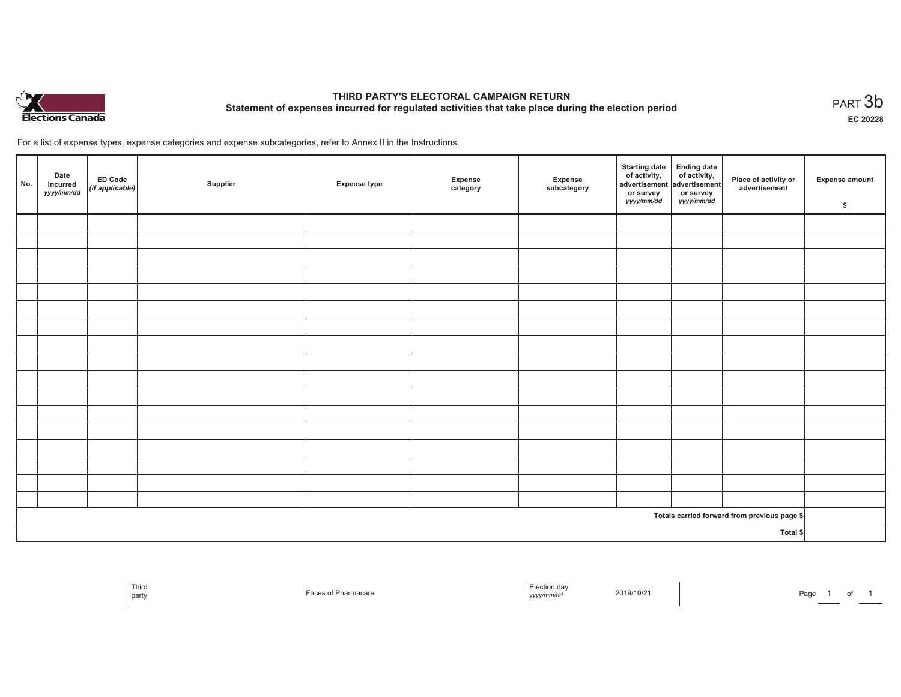# THIRD PARTY'S ELECTORAL CAMPAIGN RETURN

## Statement of expenses incurred for regulated activities that take place during the election period

PART 3b

EC 20228

For a list of expense types, expense categories and expense subcategories, refer to Annex II in the Instructions.

| No. | Date incurred *yyyy/mm/dd* | ED Code *(if applicable)* | Supplier | Expense type | Expense category | Expense subcategory | Starting date of activity, advertisement or survey *yyyy/mm/dd* | Ending date of activity, advertisement or survey *yyyy/mm/dd* | Place of activity or advertisement | Expense amount $ |
|---|---|---|---|---|---|---|---|---|---|---|
| | | | | | | | | | | |
| | | | | | | | | | | |
| | | | | | | | | | | |
| | | | | | | | | | | |
| | | | | | | | | | | |
| | | | | | | | | | | |
| | | | | | | | | | | |
| | | | | | | | | | | |
| | | | | | | | | | | |
| | | | | | | | | | | |
| | | | | | | | | | | |
| | | | | | | | | | | |
| | | | | | | | | | | |
| | | | | | | | | | | |
| | | | | | | | | | | |
| | | | | | | | | | | |
| | | | | | | | | | | |
| | | | | | | | | | Totals carried forward from previous page $ | |
| | | | | | | | | | Total $ | |

| Third party | Faces of Pharmacare | Election day *yyyy/mm/dd* | 2019/10/21 |
|---|---|---|---|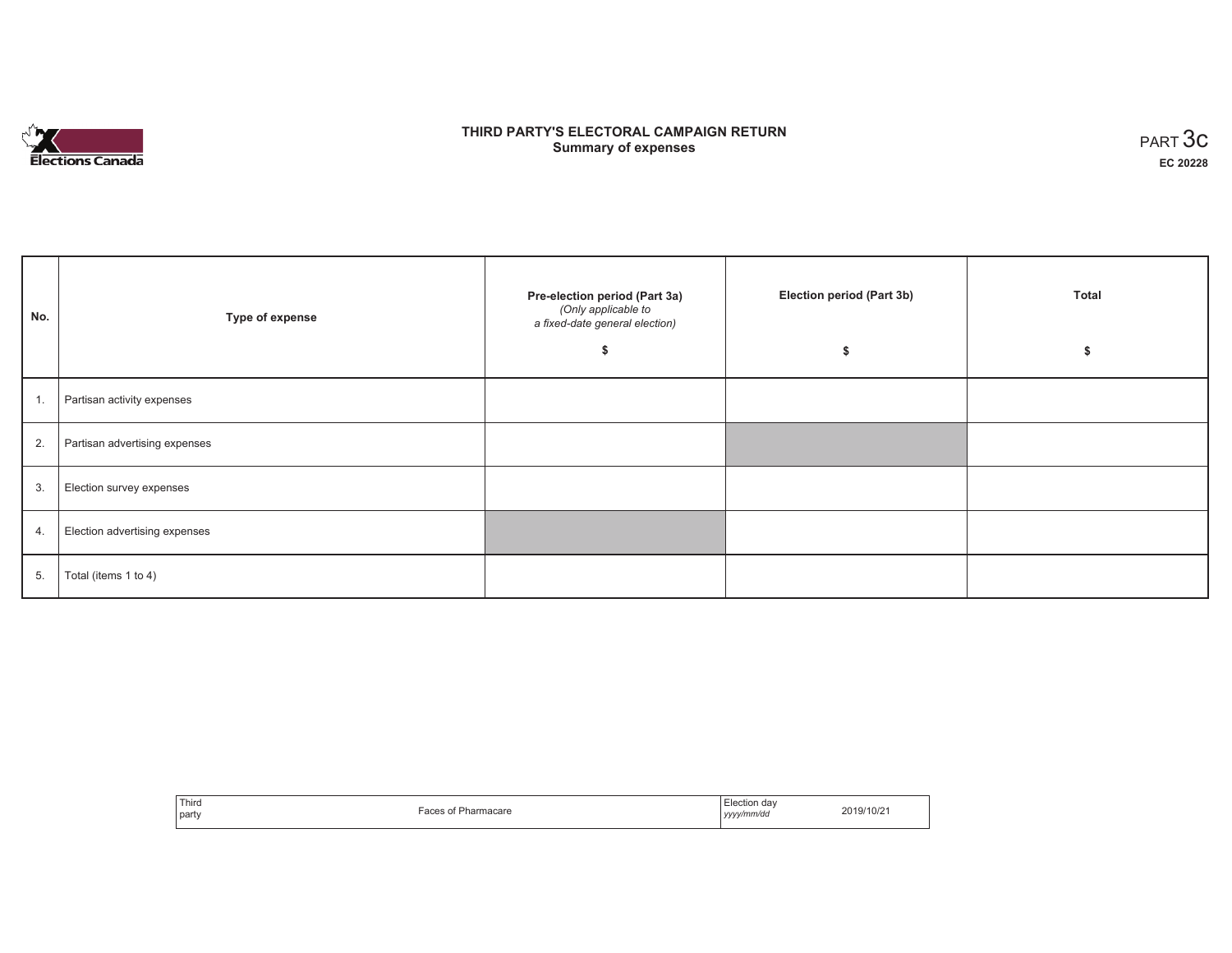# THIRD PARTY'S ELECTORAL CAMPAIGN RETURN
## Summary of expenses

PART 3c
**EC 20228**

| No. | Type of expense | Pre-election period (Part 3a) *(Only applicable to a fixed-date general election)* $ | Election period (Part 3b) $ | Total $ |
|---|---|---|---|---|
| 1. | Partisan activity expenses | | | |
| 2. | Partisan advertising expenses | | | |
| 3. | Election survey expenses | | | |
| 4. | Election advertising expenses | | | |
| 5. | Total (items 1 to 4) | | | |

| Third party | Faces of Pharmacare | Election day *yyyy/mm/dd* | 2019/10/21 |
|---|---|---|---|